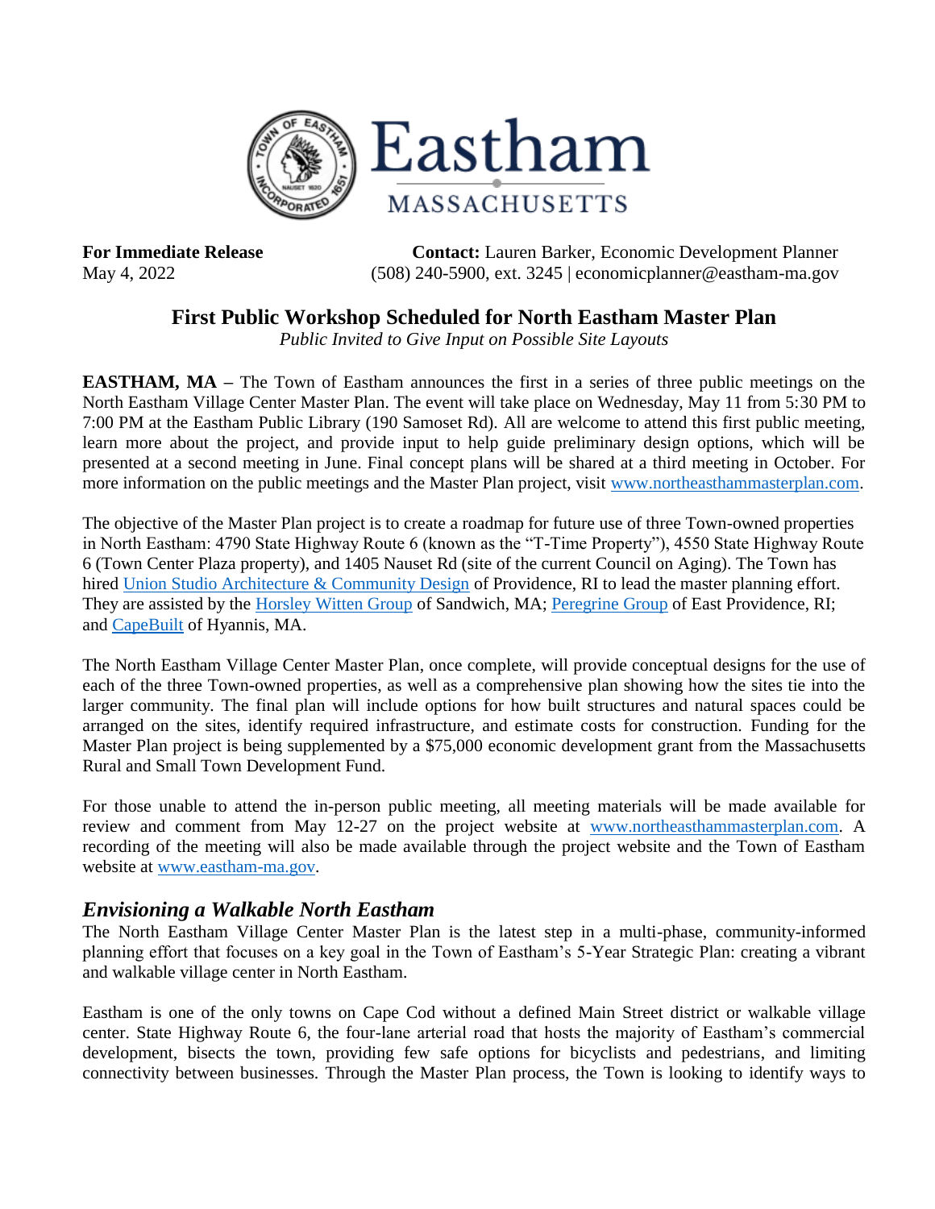Eastham

MASSACHUSETTS

**For Immediate Release**
May 4, 2022

**Contact:** Lauren Barker, Economic Development Planner
(508) 240-5900, ext. 3245 | economicplanner@eastham-ma.gov

## First Public Workshop Scheduled for North Eastham Master Plan

*Public Invited to Give Input on Possible Site Layouts*

**EASTHAM, MA** – The Town of Eastham announces the first in a series of three public meetings on the North Eastham Village Center Master Plan. The event will take place on Wednesday, May 11 from 5:30 PM to 7:00 PM at the Eastham Public Library (190 Samoset Rd). All are welcome to attend this first public meeting, learn more about the project, and provide input to help guide preliminary design options, which will be presented at a second meeting in June. Final concept plans will be shared at a third meeting in October. For more information on the public meetings and the Master Plan project, visit [www.northeasthammasterplan.com](http://www.northeasthammasterplan.com).

The objective of the Master Plan project is to create a roadmap for future use of three Town-owned properties in North Eastham: 4790 State Highway Route 6 (known as the "T-Time Property"), 4550 State Highway Route 6 (Town Center Plaza property), and 1405 Nauset Rd (site of the current Council on Aging). The Town has hired [Union Studio Architecture & Community Design]() of Providence, RI to lead the master planning effort. They are assisted by the [Horsley Witten Group]() of Sandwich, MA; [Peregrine Group]() of East Providence, RI; and [CapeBuilt]() of Hyannis, MA.

The North Eastham Village Center Master Plan, once complete, will provide conceptual designs for the use of each of the three Town-owned properties, as well as a comprehensive plan showing how the sites tie into the larger community. The final plan will include options for how built structures and natural spaces could be arranged on the sites, identify required infrastructure, and estimate costs for construction. Funding for the Master Plan project is being supplemented by a $75,000 economic development grant from the Massachusetts Rural and Small Town Development Fund.

For those unable to attend the in-person public meeting, all meeting materials will be made available for review and comment from May 12-27 on the project website at [www.northeasthammasterplan.com](http://www.northeasthammasterplan.com). A recording of the meeting will also be made available through the project website and the Town of Eastham website at [www.eastham-ma.gov](http://www.eastham-ma.gov).

### *Envisioning a Walkable North Eastham*

The North Eastham Village Center Master Plan is the latest step in a multi-phase, community-informed planning effort that focuses on a key goal in the Town of Eastham's 5-Year Strategic Plan: creating a vibrant and walkable village center in North Eastham.

Eastham is one of the only towns on Cape Cod without a defined Main Street district or walkable village center. State Highway Route 6, the four-lane arterial road that hosts the majority of Eastham's commercial development, bisects the town, providing few safe options for bicyclists and pedestrians, and limiting connectivity between businesses. Through the Master Plan process, the Town is looking to identify ways to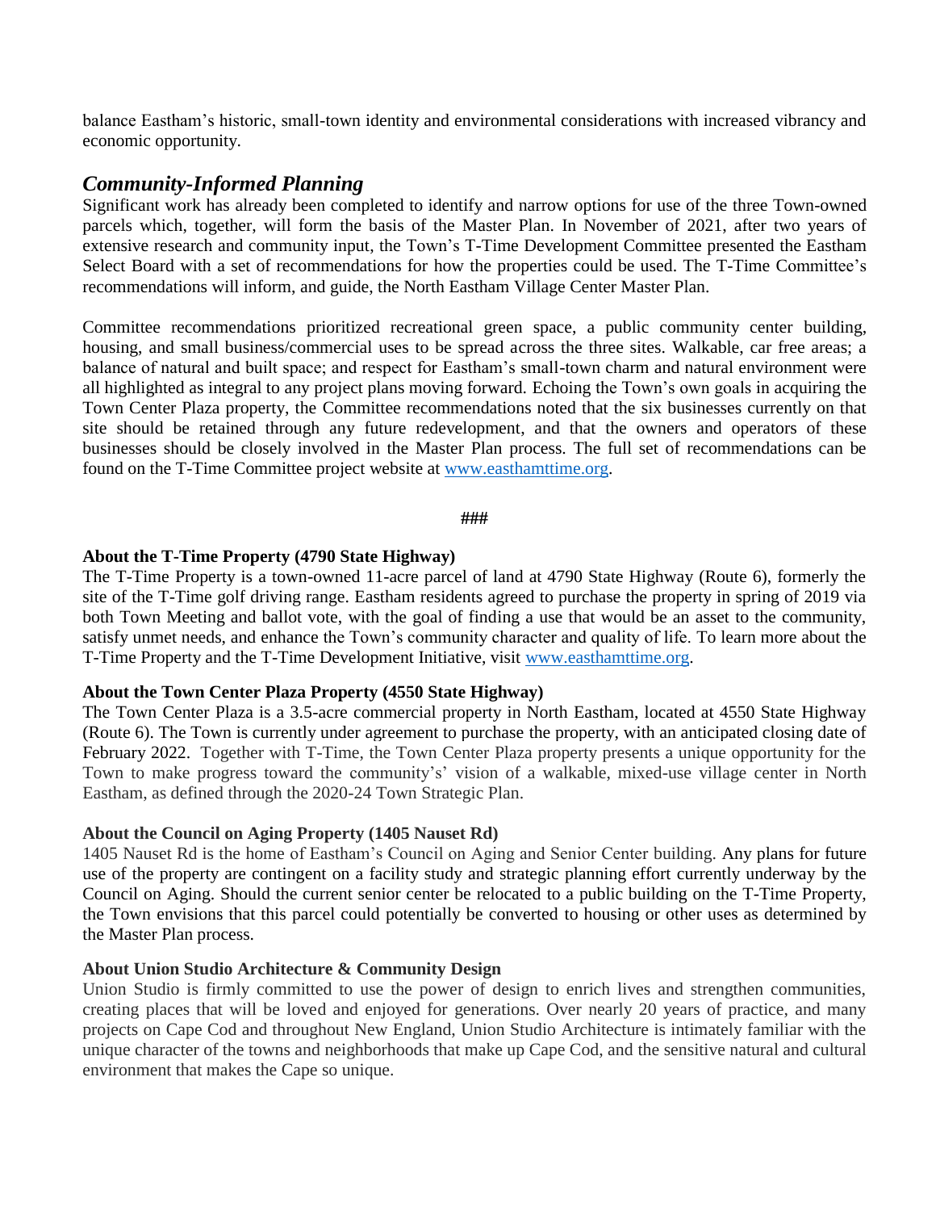balance Eastham's historic, small-town identity and environmental considerations with increased vibrancy and economic opportunity.

## *Community-Informed Planning*

Significant work has already been completed to identify and narrow options for use of the three Town-owned parcels which, together, will form the basis of the Master Plan. In November of 2021, after two years of extensive research and community input, the Town's T-Time Development Committee presented the Eastham Select Board with a set of recommendations for how the properties could be used. The T-Time Committee's recommendations will inform, and guide, the North Eastham Village Center Master Plan.

Committee recommendations prioritized recreational green space, a public community center building, housing, and small business/commercial uses to be spread across the three sites. Walkable, car free areas; a balance of natural and built space; and respect for Eastham's small-town charm and natural environment were all highlighted as integral to any project plans moving forward. Echoing the Town's own goals in acquiring the Town Center Plaza property, the Committee recommendations noted that the six businesses currently on that site should be retained through any future redevelopment, and that the owners and operators of these businesses should be closely involved in the Master Plan process. The full set of recommendations can be found on the T-Time Committee project website at [www.easthamttime.org](http://www.easthamttime.org).

**###**

**About the T-Time Property (4790 State Highway)**

The T-Time Property is a town-owned 11-acre parcel of land at 4790 State Highway (Route 6), formerly the site of the T-Time golf driving range. Eastham residents agreed to purchase the property in spring of 2019 via both Town Meeting and ballot vote, with the goal of finding a use that would be an asset to the community, satisfy unmet needs, and enhance the Town's community character and quality of life. To learn more about the T-Time Property and the T-Time Development Initiative, visit [www.easthamttime.org](http://www.easthamttime.org).

**About the Town Center Plaza Property (4550 State Highway)**

The Town Center Plaza is a 3.5-acre commercial property in North Eastham, located at 4550 State Highway (Route 6). The Town is currently under agreement to purchase the property, with an anticipated closing date of February 2022. Together with T-Time, the Town Center Plaza property presents a unique opportunity for the Town to make progress toward the community's' vision of a walkable, mixed-use village center in North Eastham, as defined through the 2020-24 Town Strategic Plan.

**About the Council on Aging Property (1405 Nauset Rd)**

1405 Nauset Rd is the home of Eastham's Council on Aging and Senior Center building. Any plans for future use of the property are contingent on a facility study and strategic planning effort currently underway by the Council on Aging. Should the current senior center be relocated to a public building on the T-Time Property, the Town envisions that this parcel could potentially be converted to housing or other uses as determined by the Master Plan process.

**About Union Studio Architecture & Community Design**

Union Studio is firmly committed to use the power of design to enrich lives and strengthen communities, creating places that will be loved and enjoyed for generations. Over nearly 20 years of practice, and many projects on Cape Cod and throughout New England, Union Studio Architecture is intimately familiar with the unique character of the towns and neighborhoods that make up Cape Cod, and the sensitive natural and cultural environment that makes the Cape so unique.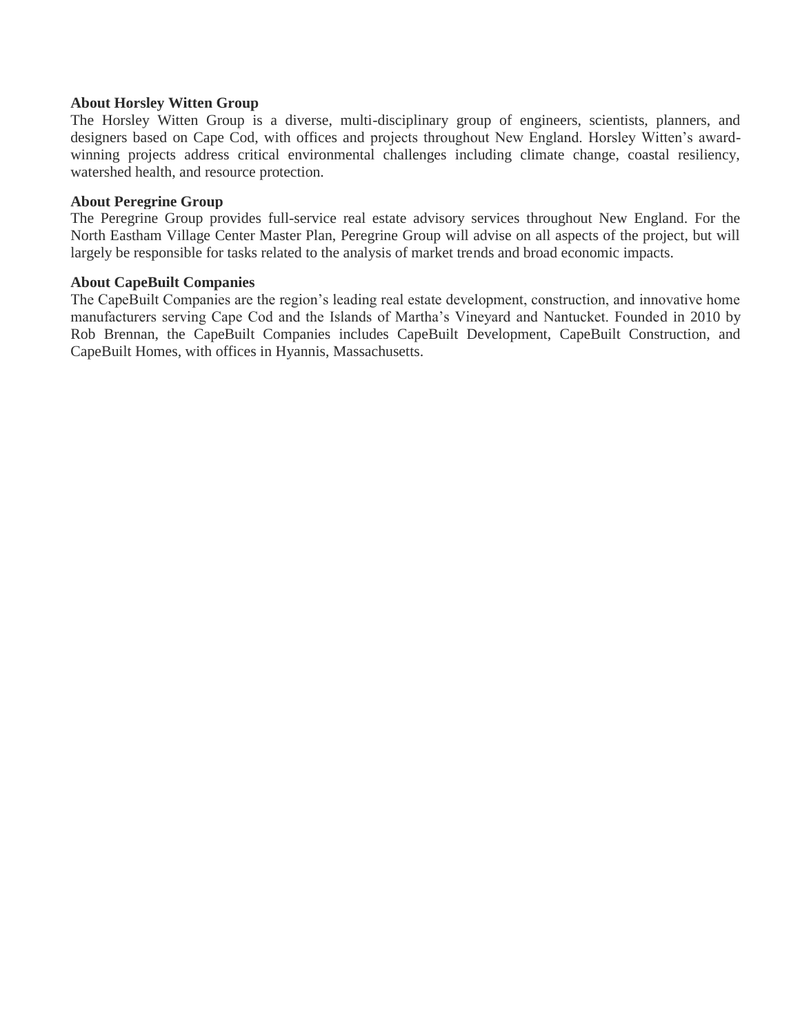**About Horsley Witten Group**

The Horsley Witten Group is a diverse, multi-disciplinary group of engineers, scientists, planners, and designers based on Cape Cod, with offices and projects throughout New England. Horsley Witten's award-winning projects address critical environmental challenges including climate change, coastal resiliency, watershed health, and resource protection.

**About Peregrine Group**

The Peregrine Group provides full-service real estate advisory services throughout New England. For the North Eastham Village Center Master Plan, Peregrine Group will advise on all aspects of the project, but will largely be responsible for tasks related to the analysis of market trends and broad economic impacts.

**About CapeBuilt Companies**

The CapeBuilt Companies are the region's leading real estate development, construction, and innovative home manufacturers serving Cape Cod and the Islands of Martha's Vineyard and Nantucket. Founded in 2010 by Rob Brennan, the CapeBuilt Companies includes CapeBuilt Development, CapeBuilt Construction, and CapeBuilt Homes, with offices in Hyannis, Massachusetts.